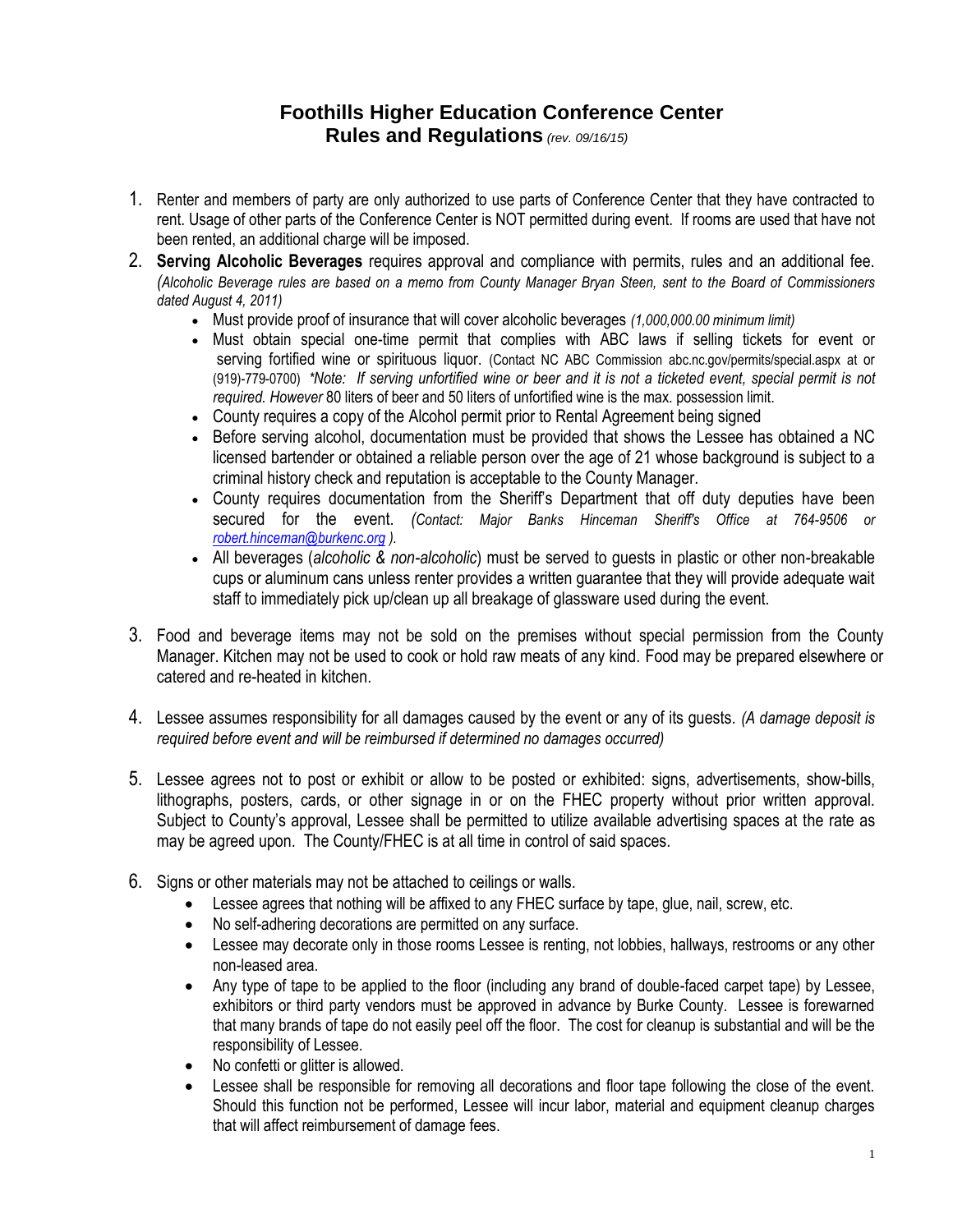# Foothills Higher Education Conference Center
## Rules and Regulations *(rev. 09/16/15)*

1. Renter and members of party are only authorized to use parts of Conference Center that they have contracted to rent. Usage of other parts of the Conference Center is NOT permitted during event. If rooms are used that have not been rented, an additional charge will be imposed.
2. **Serving Alcoholic Beverages** requires approval and compliance with permits, rules and an additional fee. *(Alcoholic Beverage rules are based on a memo from County Manager Bryan Steen, sent to the Board of Commissioners dated August 4, 2011)*
   - Must provide proof of insurance that will cover alcoholic beverages *(1,000,000.00 minimum limit)*
   - Must obtain special one-time permit that complies with ABC laws if selling tickets for event or serving fortified wine or spirituous liquor. (Contact NC ABC Commission abc.nc.gov/permits/special.aspx at or (919)-779-0700) *\*Note: If serving unfortified wine or beer and it is not a ticketed event, special permit is not required. However* 80 liters of beer and 50 liters of unfortified wine is the max. possession limit.
   - County requires a copy of the Alcohol permit prior to Rental Agreement being signed
   - Before serving alcohol, documentation must be provided that shows the Lessee has obtained a NC licensed bartender or obtained a reliable person over the age of 21 whose background is subject to a criminal history check and reputation is acceptable to the County Manager.
   - County requires documentation from the Sheriff's Department that off duty deputies have been secured for the event. *(Contact: Major Banks Hinceman Sheriff's Office at 764-9506 or robert.hinceman@burkenc.org ).*
   - All beverages (*alcoholic & non-alcoholic*) must be served to guests in plastic or other non-breakable cups or aluminum cans unless renter provides a written guarantee that they will provide adequate wait staff to immediately pick up/clean up all breakage of glassware used during the event.
3. Food and beverage items may not be sold on the premises without special permission from the County Manager. Kitchen may not be used to cook or hold raw meats of any kind. Food may be prepared elsewhere or catered and re-heated in kitchen.
4. Lessee assumes responsibility for all damages caused by the event or any of its guests. *(A damage deposit is required before event and will be reimbursed if determined no damages occurred)*
5. Lessee agrees not to post or exhibit or allow to be posted or exhibited: signs, advertisements, show-bills, lithographs, posters, cards, or other signage in or on the FHEC property without prior written approval. Subject to County's approval, Lessee shall be permitted to utilize available advertising spaces at the rate as may be agreed upon. The County/FHEC is at all time in control of said spaces.
6. Signs or other materials may not be attached to ceilings or walls.
   - Lessee agrees that nothing will be affixed to any FHEC surface by tape, glue, nail, screw, etc.
   - No self-adhering decorations are permitted on any surface.
   - Lessee may decorate only in those rooms Lessee is renting, not lobbies, hallways, restrooms or any other non-leased area.
   - Any type of tape to be applied to the floor (including any brand of double-faced carpet tape) by Lessee, exhibitors or third party vendors must be approved in advance by Burke County. Lessee is forewarned that many brands of tape do not easily peel off the floor. The cost for cleanup is substantial and will be the responsibility of Lessee.
   - No confetti or glitter is allowed.
   - Lessee shall be responsible for removing all decorations and floor tape following the close of the event. Should this function not be performed, Lessee will incur labor, material and equipment cleanup charges that will affect reimbursement of damage fees.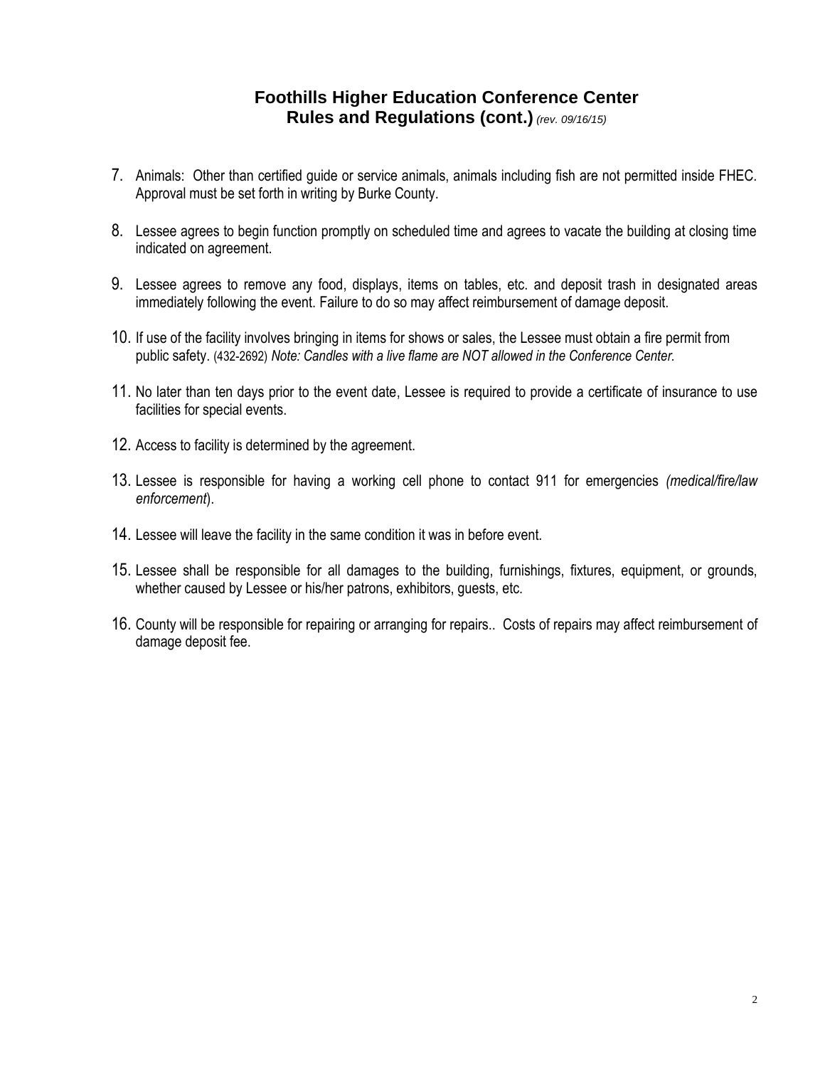# Foothills Higher Education Conference Center
## Rules and Regulations (cont.) *(rev. 09/16/15)*

7. Animals: Other than certified guide or service animals, animals including fish are not permitted inside FHEC. Approval must be set forth in writing by Burke County.

8. Lessee agrees to begin function promptly on scheduled time and agrees to vacate the building at closing time indicated on agreement.

9. Lessee agrees to remove any food, displays, items on tables, etc. and deposit trash in designated areas immediately following the event. Failure to do so may affect reimbursement of damage deposit.

10. If use of the facility involves bringing in items for shows or sales, the Lessee must obtain a fire permit from public safety. (432-2692) *Note: Candles with a live flame are NOT allowed in the Conference Center.*

11. No later than ten days prior to the event date, Lessee is required to provide a certificate of insurance to use facilities for special events.

12. Access to facility is determined by the agreement.

13. Lessee is responsible for having a working cell phone to contact 911 for emergencies *(medical/fire/law enforcement*).

14. Lessee will leave the facility in the same condition it was in before event.

15. Lessee shall be responsible for all damages to the building, furnishings, fixtures, equipment, or grounds, whether caused by Lessee or his/her patrons, exhibitors, guests, etc.

16. County will be responsible for repairing or arranging for repairs.. Costs of repairs may affect reimbursement of damage deposit fee.